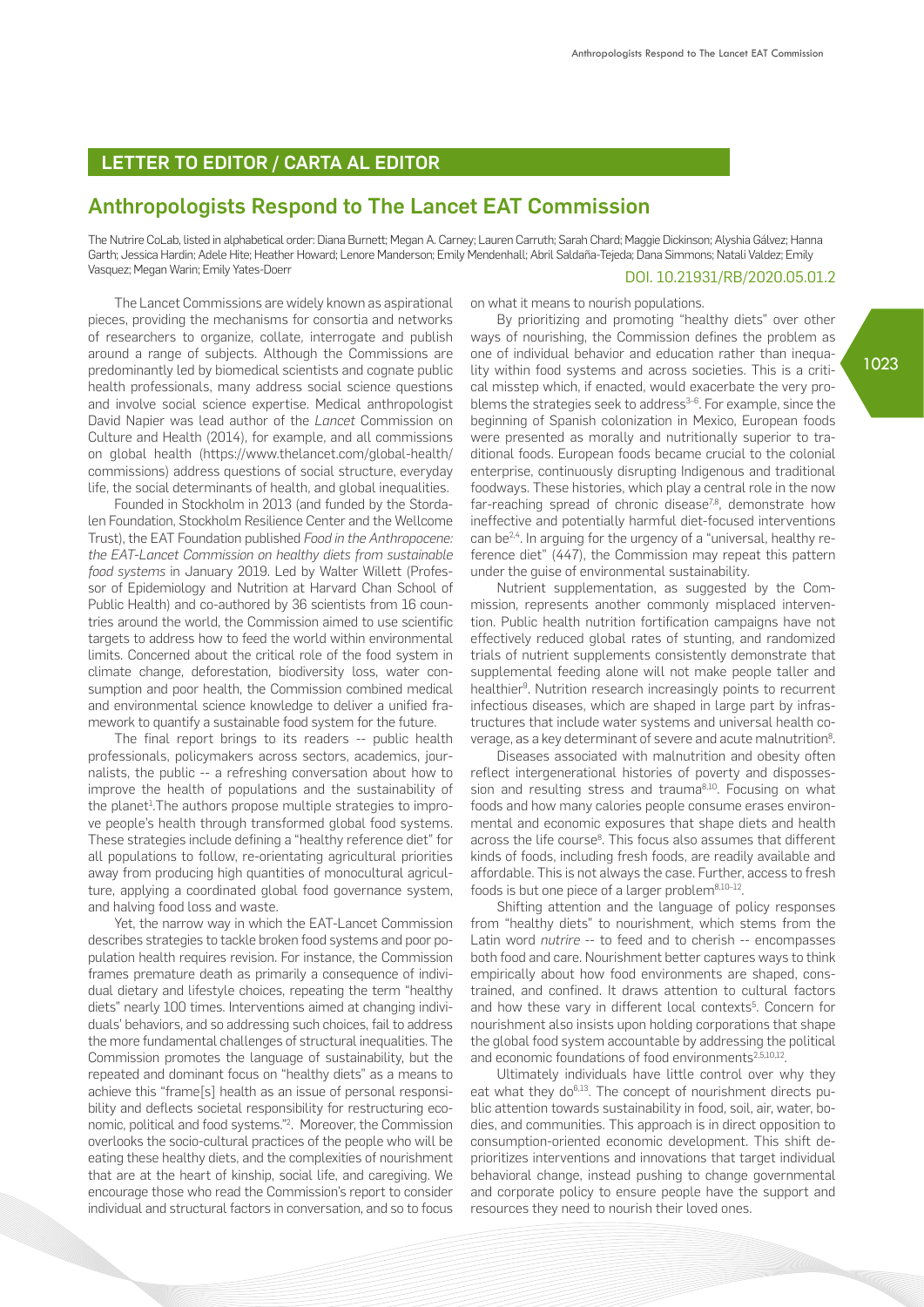LETTER TO EDITOR / CARTA AL EDITOR

# Anthropologists Respond to The Lancet EAT Commission

The Nutrire CoLab, listed in alphabetical order: Diana Burnett; Megan A. Carney; Lauren Carruth; Sarah Chard; Maggie Dickinson; Alyshia Gálvez; Hanna Garth; Jessica Hardin; Adele Hite; Heather Howard; Lenore Manderson; Emily Mendenhall; Abril Saldaña-Tejeda; Dana Simmons; Natali Valdez; Emily Vasquez; Megan Warin; Emily Yates-Doerr

DOI. 10.21931/RB/2020.05.01.2

The Lancet Commissions are widely known as aspirational pieces, providing the mechanisms for consortia and networks of researchers to organize, collate, interrogate and publish around a range of subjects. Although the Commissions are predominantly led by biomedical scientists and cognate public health professionals, many address social science questions and involve social science expertise. Medical anthropologist David Napier was lead author of the *Lancet* Commission on Culture and Health (2014), for example, and all commissions on global health (https://www.thelancet.com/global-health/commissions) address questions of social structure, everyday life, the social determinants of health, and global inequalities.

Founded in Stockholm in 2013 (and funded by the Stordalen Foundation, Stockholm Resilience Center and the Wellcome Trust), the EAT Foundation published *Food in the Anthropocene: the EAT-Lancet Commission on healthy diets from sustainable food systems* in January 2019. Led by Walter Willett (Professor of Epidemiology and Nutrition at Harvard Chan School of Public Health) and co-authored by 36 scientists from 16 countries around the world, the Commission aimed to use scientific targets to address how to feed the world within environmental limits. Concerned about the critical role of the food system in climate change, deforestation, biodiversity loss, water consumption and poor health, the Commission combined medical and environmental science knowledge to deliver a unified framework to quantify a sustainable food system for the future.

The final report brings to its readers -- public health professionals, policymakers across sectors, academics, journalists, the public -- a refreshing conversation about how to improve the health of populations and the sustainability of the planet[1].The authors propose multiple strategies to improve people's health through transformed global food systems. These strategies include defining a "healthy reference diet" for all populations to follow, re-orientating agricultural priorities away from producing high quantities of monocultural agriculture, applying a coordinated global food governance system, and halving food loss and waste.

Yet, the narrow way in which the EAT-Lancet Commission describes strategies to tackle broken food systems and poor population health requires revision. For instance, the Commission frames premature death as primarily a consequence of individual dietary and lifestyle choices, repeating the term "healthy diets" nearly 100 times. Interventions aimed at changing individuals' behaviors, and so addressing such choices, fail to address the more fundamental challenges of structural inequalities. The Commission promotes the language of sustainability, but the repeated and dominant focus on "healthy diets" as a means to achieve this "frame[s] health as an issue of personal responsibility and deflects societal responsibility for restructuring economic, political and food systems."[2]. Moreover, the Commission overlooks the socio-cultural practices of the people who will be eating these healthy diets, and the complexities of nourishment that are at the heart of kinship, social life, and caregiving. We encourage those who read the Commission's report to consider individual and structural factors in conversation, and so to focus on what it means to nourish populations.

By prioritizing and promoting "healthy diets" over other ways of nourishing, the Commission defines the problem as one of individual behavior and education rather than inequality within food systems and across societies. This is a critical misstep which, if enacted, would exacerbate the very problems the strategies seek to address[3–6]. For example, since the beginning of Spanish colonization in Mexico, European foods were presented as morally and nutritionally superior to traditional foods. European foods became crucial to the colonial enterprise, continuously disrupting Indigenous and traditional foodways. These histories, which play a central role in the now far-reaching spread of chronic disease[7,8], demonstrate how ineffective and potentially harmful diet-focused interventions can be[2,4]. In arguing for the urgency of a "universal, healthy reference diet" (447), the Commission may repeat this pattern under the guise of environmental sustainability.

Nutrient supplementation, as suggested by the Commission, represents another commonly misplaced intervention. Public health nutrition fortification campaigns have not effectively reduced global rates of stunting, and randomized trials of nutrient supplements consistently demonstrate that supplemental feeding alone will not make people taller and healthier[9]. Nutrition research increasingly points to recurrent infectious diseases, which are shaped in large part by infrastructures that include water systems and universal health coverage, as a key determinant of severe and acute malnutrition[8].

Diseases associated with malnutrition and obesity often reflect intergenerational histories of poverty and dispossession and resulting stress and trauma[8,10]. Focusing on what foods and how many calories people consume erases environmental and economic exposures that shape diets and health across the life course[8]. This focus also assumes that different kinds of foods, including fresh foods, are readily available and affordable. This is not always the case. Further, access to fresh foods is but one piece of a larger problem[8,10–12].

Shifting attention and the language of policy responses from "healthy diets" to nourishment, which stems from the Latin word *nutrire* -- to feed and to cherish -- encompasses both food and care. Nourishment better captures ways to think empirically about how food environments are shaped, constrained, and confined. It draws attention to cultural factors and how these vary in different local contexts[5]. Concern for nourishment also insists upon holding corporations that shape the global food system accountable by addressing the political and economic foundations of food environments[2,5,10,12].

Ultimately individuals have little control over why they eat what they do[6,13]. The concept of nourishment directs public attention towards sustainability in food, soil, air, water, bodies, and communities. This approach is in direct opposition to consumption-oriented economic development. This shift deprioritizes interventions and innovations that target individual behavioral change, instead pushing to change governmental and corporate policy to ensure people have the support and resources they need to nourish their loved ones.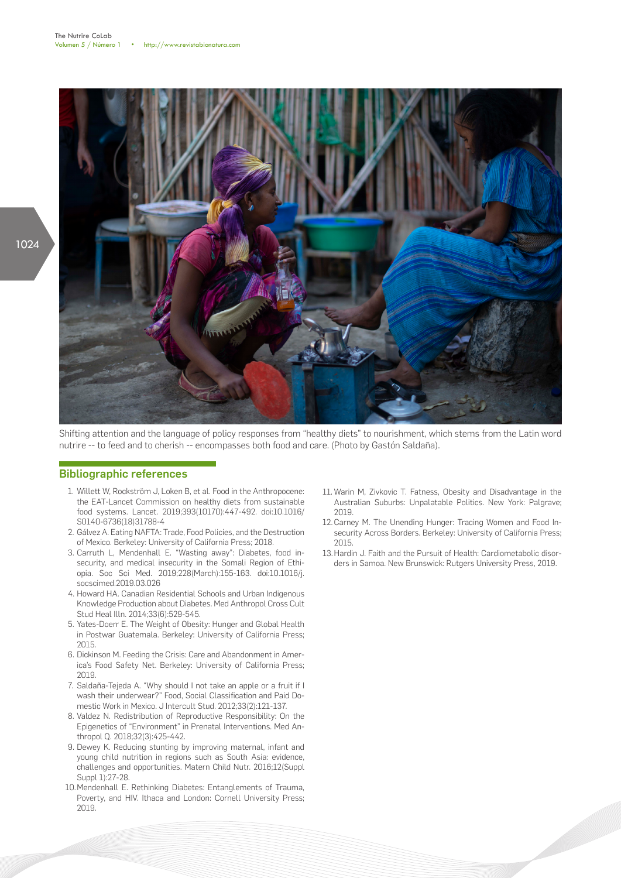Shifting attention and the language of policy responses from "healthy diets" to nourishment, which stems from the Latin word nutrire -- to feed and to cherish -- encompasses both food and care. (Photo by Gastón Saldaña).

## Bibliographic references

1. Willett W, Rockström J, Loken B, et al. Food in the Anthropocene: the EAT-Lancet Commission on healthy diets from sustainable food systems. Lancet. 2019;393(10170):447-492. doi:10.1016/S0140-6736(18)31788-4
2. Gálvez A. Eating NAFTA: Trade, Food Policies, and the Destruction of Mexico. Berkeley: University of California Press; 2018.
3. Carruth L, Mendenhall E. "Wasting away": Diabetes, food insecurity, and medical insecurity in the Somali Region of Ethiopia. Soc Sci Med. 2019;228(March):155-163. doi:10.1016/j.socscimed.2019.03.026
4. Howard HA. Canadian Residential Schools and Urban Indigenous Knowledge Production about Diabetes. Med Anthropol Cross Cult Stud Heal Illn. 2014;33(6):529-545.
5. Yates-Doerr E. The Weight of Obesity: Hunger and Global Health in Postwar Guatemala. Berkeley: University of California Press; 2015.
6. Dickinson M. Feeding the Crisis: Care and Abandonment in America's Food Safety Net. Berkeley: University of California Press; 2019.
7. Saldaña-Tejeda A. "Why should I not take an apple or a fruit if I wash their underwear?" Food, Social Classification and Paid Domestic Work in Mexico. J Intercult Stud. 2012;33(2):121-137.
8. Valdez N. Redistribution of Reproductive Responsibility: On the Epigenetics of "Environment" in Prenatal Interventions. Med Anthropol Q. 2018;32(3):425-442.
9. Dewey K. Reducing stunting by improving maternal, infant and young child nutrition in regions such as South Asia: evidence, challenges and opportunities. Matern Child Nutr. 2016;12(Suppl Suppl 1):27-28.
10. Mendenhall E. Rethinking Diabetes: Entanglements of Trauma, Poverty, and HIV. Ithaca and London: Cornell University Press; 2019.
11. Warin M, Zivkovic T. Fatness, Obesity and Disadvantage in the Australian Suburbs: Unpalatable Politics. New York: Palgrave; 2019.
12. Carney M. The Unending Hunger: Tracing Women and Food Insecurity Across Borders. Berkeley: University of California Press; 2015.
13. Hardin J. Faith and the Pursuit of Health: Cardiometabolic disorders in Samoa. New Brunswick: Rutgers University Press, 2019.